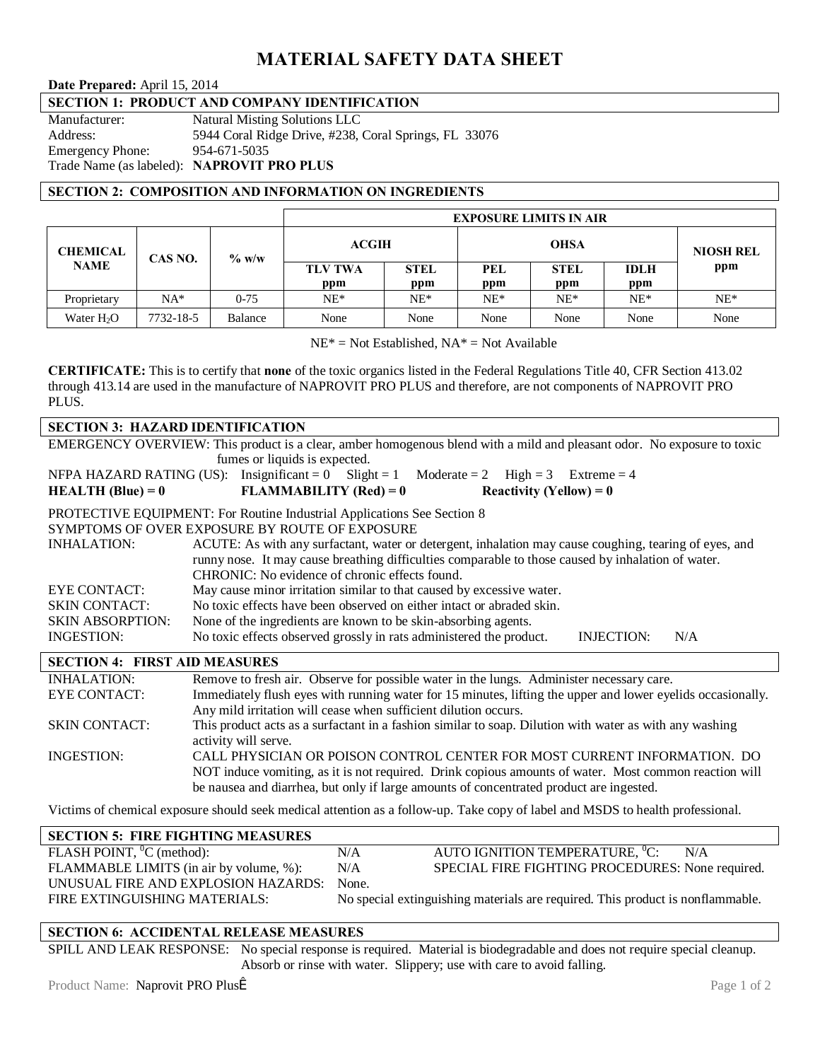# MATERIAL SAFETY DATA SHEET

**Date Prepared:** April 15, 2014

## SECTION 1: PRODUCT AND COMPANY IDENTIFICATION

Manufacturer: Natural Misting Solutions LLC
Address: 5944 Coral Ridge Drive, #238, Coral Springs, FL 33076
Emergency Phone: 954-671-5035
Trade Name (as labeled): **NAPROVIT PRO PLUS**

## SECTION 2: COMPOSITION AND INFORMATION ON INGREDIENTS

| CHEMICAL NAME | CAS NO. | % w/w | EXPOSURE LIMITS IN AIR | | | | | |
|---|---|---|---|---|---|---|---|---|
| | | | ACGIH | | OHSA | | | NIOSH REL ppm |
| | | | TLV TWA ppm | STEL ppm | PEL ppm | STEL ppm | IDLH ppm | |
| Proprietary | NA* | 0-75 | NE* | NE* | NE* | NE* | NE* | NE* |
| Water $H_2O$ | 7732-18-5 | Balance | None | None | None | None | None | None |

NE* = Not Established, NA* = Not Available

**CERTIFICATE:** This is to certify that **none** of the toxic organics listed in the Federal Regulations Title 40, CFR Section 413.02 through 413.14 are used in the manufacture of NAPROVIT PRO PLUS and therefore, are not components of NAPROVIT PRO PLUS.

## SECTION 3: HAZARD IDENTIFICATION

EMERGENCY OVERVIEW: This product is a clear, amber homogenous blend with a mild and pleasant odor. No exposure to toxic fumes or liquids is expected.

NFPA HAZARD RATING (US): Insignificant = 0 Slight = 1 Moderate = 2 High = 3 Extreme = 4

**HEALTH (Blue) = 0** **FLAMMABILITY (Red) = 0** **Reactivity (Yellow) = 0**

PROTECTIVE EQUIPMENT: For Routine Industrial Applications See Section 8

SYMPTOMS OF OVER EXPOSURE BY ROUTE OF EXPOSURE

INHALATION: ACUTE: As with any surfactant, water or detergent, inhalation may cause coughing, tearing of eyes, and runny nose. It may cause breathing difficulties comparable to those caused by inhalation of water.
CHRONIC: No evidence of chronic effects found.

EYE CONTACT: May cause minor irritation similar to that caused by excessive water.

SKIN CONTACT: No toxic effects have been observed on either intact or abraded skin.

SKIN ABSORPTION: None of the ingredients are known to be skin-absorbing agents.

INGESTION: No toxic effects observed grossly in rats administered the product. INJECTION: N/A

## SECTION 4: FIRST AID MEASURES

INHALATION: Remove to fresh air. Observe for possible water in the lungs. Administer necessary care.

EYE CONTACT: Immediately flush eyes with running water for 15 minutes, lifting the upper and lower eyelids occasionally. Any mild irritation will cease when sufficient dilution occurs.

SKIN CONTACT: This product acts as a surfactant in a fashion similar to soap. Dilution with water as with any washing activity will serve.

INGESTION: CALL PHYSICIAN OR POISON CONTROL CENTER FOR MOST CURRENT INFORMATION. DO NOT induce vomiting, as it is not required. Drink copious amounts of water. Most common reaction will be nausea and diarrhea, but only if large amounts of concentrated product are ingested.

Victims of chemical exposure should seek medical attention as a follow-up. Take copy of label and MSDS to health professional.

## SECTION 5: FIRE FIGHTING MEASURES

FLASH POINT, $^0C$ (method): N/A
AUTO IGNITION TEMPERATURE, $^0C$: N/A
FLAMMABLE LIMITS (in air by volume, %): N/A
SPECIAL FIRE FIGHTING PROCEDURES: None required.
UNUSUAL FIRE AND EXPLOSION HAZARDS: None.
FIRE EXTINGUISHING MATERIALS: No special extinguishing materials are required. This product is nonflammable.

## SECTION 6: ACCIDENTAL RELEASE MEASURES

SPILL AND LEAK RESPONSE: No special response is required. Material is biodegradable and does not require special cleanup. Absorb or rinse with water. Slippery; use with care to avoid falling.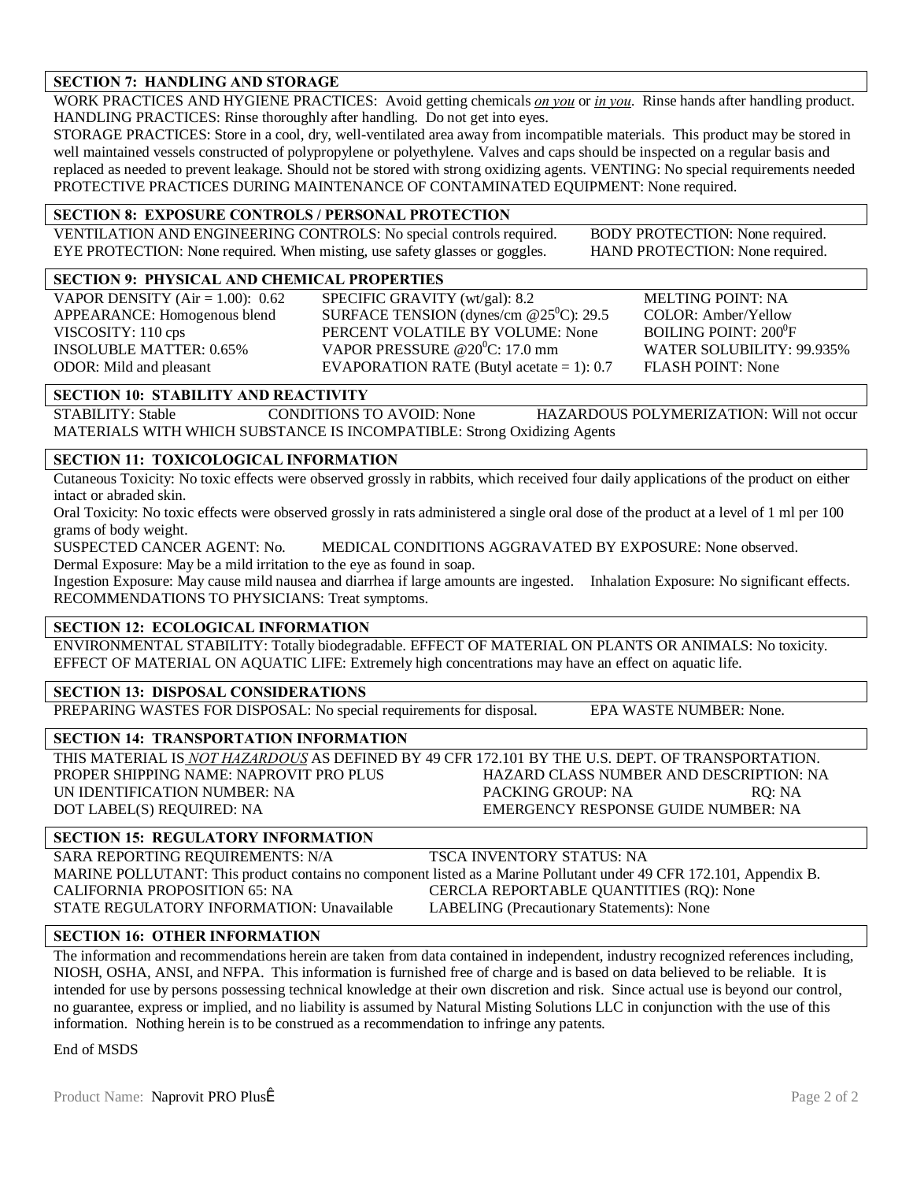## SECTION 7: HANDLING AND STORAGE

WORK PRACTICES AND HYGIENE PRACTICES: Avoid getting chemicals *on you* or *in you*. Rinse hands after handling product. HANDLING PRACTICES: Rinse thoroughly after handling. Do not get into eyes.
STORAGE PRACTICES: Store in a cool, dry, well-ventilated area away from incompatible materials. This product may be stored in well maintained vessels constructed of polypropylene or polyethylene. Valves and caps should be inspected on a regular basis and replaced as needed to prevent leakage. Should not be stored with strong oxidizing agents. VENTING: No special requirements needed PROTECTIVE PRACTICES DURING MAINTENANCE OF CONTAMINATED EQUIPMENT: None required.

## SECTION 8: EXPOSURE CONTROLS / PERSONAL PROTECTION

VENTILATION AND ENGINEERING CONTROLS: No special controls required.
EYE PROTECTION: None required. When misting, use safety glasses or goggles.
BODY PROTECTION: None required.
HAND PROTECTION: None required.

## SECTION 9: PHYSICAL AND CHEMICAL PROPERTIES

| | | |
|---|---|---|
| VAPOR DENSITY (Air = 1.00): 0.62 | SPECIFIC GRAVITY (wt/gal): 8.2 | MELTING POINT: NA |
| APPEARANCE: Homogenous blend | SURFACE TENSION (dynes/cm @25$^0$C): 29.5 | COLOR: Amber/Yellow |
| VISCOSITY: 110 cps | PERCENT VOLATILE BY VOLUME: None | BOILING POINT: 200$^0$F |
| INSOLUBLE MATTER: 0.65% | VAPOR PRESSURE @20$^0$C: 17.0 mm | WATER SOLUBILITY: 99.935% |
| ODOR: Mild and pleasant | EVAPORATION RATE (Butyl acetate = 1): 0.7 | FLASH POINT: None |

## SECTION 10: STABILITY AND REACTIVITY

STABILITY: Stable CONDITIONS TO AVOID: None HAZARDOUS POLYMERIZATION: Will not occur
MATERIALS WITH WHICH SUBSTANCE IS INCOMPATIBLE: Strong Oxidizing Agents

## SECTION 11: TOXICOLOGICAL INFORMATION

Cutaneous Toxicity: No toxic effects were observed grossly in rabbits, which received four daily applications of the product on either intact or abraded skin.
Oral Toxicity: No toxic effects were observed grossly in rats administered a single oral dose of the product at a level of 1 ml per 100 grams of body weight.
SUSPECTED CANCER AGENT: No. MEDICAL CONDITIONS AGGRAVATED BY EXPOSURE: None observed.
Dermal Exposure: May be a mild irritation to the eye as found in soap.
Ingestion Exposure: May cause mild nausea and diarrhea if large amounts are ingested. Inhalation Exposure: No significant effects.
RECOMMENDATIONS TO PHYSICIANS: Treat symptoms.

## SECTION 12: ECOLOGICAL INFORMATION

ENVIRONMENTAL STABILITY: Totally biodegradable. EFFECT OF MATERIAL ON PLANTS OR ANIMALS: No toxicity.
EFFECT OF MATERIAL ON AQUATIC LIFE: Extremely high concentrations may have an effect on aquatic life.

## SECTION 13: DISPOSAL CONSIDERATIONS

PREPARING WASTES FOR DISPOSAL: No special requirements for disposal. EPA WASTE NUMBER: None.

## SECTION 14: TRANSPORTATION INFORMATION

THIS MATERIAL IS *NOT HAZARDOUS* AS DEFINED BY 49 CFR 172.101 BY THE U.S. DEPT. OF TRANSPORTATION.
PROPER SHIPPING NAME: NAPROVIT PRO PLUS
HAZARD CLASS NUMBER AND DESCRIPTION: NA
UN IDENTIFICATION NUMBER: NA
PACKING GROUP: NA
RQ: NA
DOT LABEL(S) REQUIRED: NA
EMERGENCY RESPONSE GUIDE NUMBER: NA

## SECTION 15: REGULATORY INFORMATION

SARA REPORTING REQUIREMENTS: N/A
TSCA INVENTORY STATUS: NA
MARINE POLLUTANT: This product contains no component listed as a Marine Pollutant under 49 CFR 172.101, Appendix B.
CALIFORNIA PROPOSITION 65: NA
CERCLA REPORTABLE QUANTITIES (RQ): None
STATE REGULATORY INFORMATION: Unavailable
LABELING (Precautionary Statements): None

## SECTION 16: OTHER INFORMATION

The information and recommendations herein are taken from data contained in independent, industry recognized references including, NIOSH, OSHA, ANSI, and NFPA. This information is furnished free of charge and is based on data believed to be reliable. It is intended for use by persons possessing technical knowledge at their own discretion and risk. Since actual use is beyond our control, no guarantee, express or implied, and no liability is assumed by Natural Misting Solutions LLC in conjunction with the use of this information. Nothing herein is to be construed as a recommendation to infringe any patents.

End of MSDS